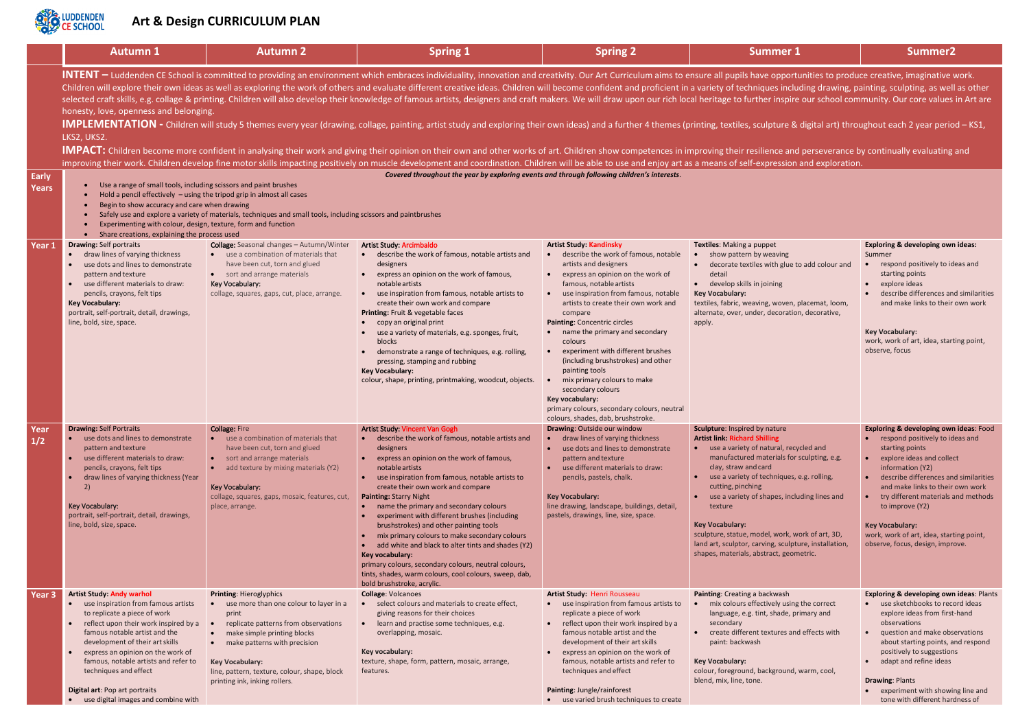# LUDDENDEN CE SCHOOL — Art & Design CURRICULUM PLAN

**INTENT –** Luddenden CE School is committed to providing an environment which embraces individuality, innovation and creativity. Our Art Curriculum aims to ensure all pupils have opportunities to produce creative, imaginative work. Children will explore their own ideas as well as exploring the work of others and evaluate different creative ideas. Children will become confident and proficient in a variety of techniques including drawing, painting, sculpting, as well as other selected craft skills, e.g. collage & printing. Children will also develop their knowledge of famous artists, designers and craft makers. We will draw upon our rich local heritage to further inspire our school community. Our core values in Art are honesty, love, openness and belonging.

**IMPLEMENTATION -** Children will study 5 themes every year (drawing, collage, painting, artist study and exploring their own ideas) and a further 4 themes (printing, textiles, sculpture & digital art) throughout each 2 year period – KS1, LKS2, UKS2.

**IMPACT:** Children become more confident in analysing their work and giving their opinion on their own and other works of art. Children show competences in improving their resilience and perseverance by continually evaluating and improving their work. Children develop fine motor skills impacting positively on muscle development and coordination. Children will be able to use and enjoy art as a means of self-expression and exploration.

**Early Years**

*Covered throughout the year by exploring events and through following children's interests.*

- Use a range of small tools, including scissors and paint brushes
- Hold a pencil effectively – using the tripod grip in almost all cases
- Begin to show accuracy and care when drawing
- Safely use and explore a variety of materials, techniques and small tools, including scissors and paintbrushes
- Experimenting with colour, design, texture, form and function
- Share creations, explaining the process used

| | Autumn 1 | Autumn 2 | Spring 1 | Spring 2 | Summer 1 | Summer2 |
|---|---|---|---|---|---|---|
| **Year 1** | **Drawing:** Self portraits<br>• draw lines of varying thickness<br>• use dots and lines to demonstrate pattern and texture<br>• use different materials to draw: pencils, crayons, felt tips<br>**Key Vocabulary:**<br>portrait, self-portrait, detail, drawings, line, bold, size, space. | **Collage:** Seasonal changes – Autumn/Winter<br>• use a combination of materials that have been cut, torn and glued<br>• sort and arrange materials<br>**Key Vocabulary:**<br>collage, squares, gaps, cut, place, arrange. | **Artist Study:** Arcimbaldo<br>• describe the work of famous, notable artists and designers<br>• express an opinion on the work of famous, notable artists<br>• use inspiration from famous, notable artists to create their own work and compare<br>**Printing:** Fruit & vegetable faces<br>• copy an original print<br>• use a variety of materials, e.g. sponges, fruit, blocks<br>• demonstrate a range of techniques, e.g. rolling, pressing, stamping and rubbing<br>**Key Vocabulary:**<br>colour, shape, printing, printmaking, woodcut, objects. | **Artist Study:** Kandinsky<br>• describe the work of famous, notable artists and designers<br>• express an opinion on the work of famous, notable artists<br>• use inspiration from famous, notable artists to create their own work and compare<br>**Painting:** Concentric circles<br>• name the primary and secondary colours<br>• experiment with different brushes (including brushstrokes) and other painting tools<br>• mix primary colours to make secondary colours<br>**Key vocabulary:**<br>primary colours, secondary colours, neutral colours, shades, dab, brushstroke. | **Textiles:** Making a puppet<br>• show pattern by weaving<br>• decorate textiles with glue to add colour and detail<br>• develop skills in joining<br>**Key Vocabulary:**<br>textiles, fabric, weaving, woven, placemat, loom, alternate, over, under, decoration, decorative, apply. | **Exploring & developing own ideas:** Summer<br>• respond positively to ideas and starting points<br>• explore ideas<br>• describe differences and similarities and make links to their own work<br><br>**Key Vocabulary:**<br>work, work of art, idea, starting point, observe, focus |
| **Year 1/2** | **Drawing:** Self Portraits<br>• use dots and lines to demonstrate pattern and texture<br>• use different materials to draw: pencils, crayons, felt tips<br>• draw lines of varying thickness (Year 2)<br><br>**Key Vocabulary:**<br>portrait, self-portrait, detail, drawings, line, bold, size, space. | **Collage:** Fire<br>• use a combination of materials that have been cut, torn and glued<br>• sort and arrange materials<br>• add texture by mixing materials (Y2)<br><br>**Key Vocabulary:**<br>collage, squares, gaps, mosaic, features, cut, place, arrange. | **Artist Study:** Vincent Van Gogh<br>• describe the work of famous, notable artists and designers<br>• express an opinion on the work of famous, notable artists<br>• use inspiration from famous, notable artists to create their own work and compare<br>**Painting:** Starry Night<br>• name the primary and secondary colours<br>• experiment with different brushes (including brushstrokes) and other painting tools<br>• mix primary colours to make secondary colours<br>• add white and black to alter tints and shades (Y2)<br>**Key vocabulary:**<br>primary colours, secondary colours, neutral colours, tints, shades, warm colours, cool colours, sweep, dab, bold brushstroke, acrylic. | **Drawing:** Outside our window<br>• draw lines of varying thickness<br>• use dots and lines to demonstrate pattern and texture<br>• use different materials to draw: pencils, pastels, chalk.<br><br>**Key Vocabulary:**<br>line drawing, landscape, buildings, detail, pastels, drawings, line, size, space. | **Sculpture:** Inspired by nature<br>**Artist link:** Richard Shilling<br>• use a variety of natural, recycled and manufactured materials for sculpting, e.g. clay, straw and card<br>• use a variety of techniques, e.g. rolling, cutting, pinching<br>• use a variety of shapes, including lines and texture<br><br>**Key Vocabulary:**<br>sculpture, statue, model, work, work of art, 3D, land art, sculptor, carving, sculpture, installation, shapes, materials, abstract, geometric. | **Exploring & developing own ideas:** Food<br>• respond positively to ideas and starting points<br>• explore ideas and collect information (Y2)<br>• describe differences and similarities and make links to their own work<br>• try different materials and methods to improve (Y2)<br><br>**Key Vocabulary:**<br>work, work of art, idea, starting point, observe, focus, design, improve. |
| **Year 3** | **Artist Study:** Andy warhol<br>• use inspiration from famous artists to replicate a piece of work<br>• reflect upon their work inspired by a famous notable artist and the development of their art skills<br>• express an opinion on the work of famous, notable artists and refer to techniques and effect<br><br>**Digital art:** Pop art portraits<br>• use digital images and combine with | **Printing:** Hieroglyphics<br>• use more than one colour to layer in a print<br>• replicate patterns from observations<br>• make simple printing blocks<br>• make patterns with precision<br><br>**Key Vocabulary:**<br>line, pattern, texture, colour, shape, block printing ink, inking rollers. | **Collage:** Volcanoes<br>• select colours and materials to create effect, giving reasons for their choices<br>• learn and practise some techniques, e.g. overlapping, mosaic.<br><br>**Key vocabulary:**<br>texture, shape, form, pattern, mosaic, arrange, features. | **Artist Study:** Henri Rousseau<br>• use inspiration from famous artists to replicate a piece of work<br>• reflect upon their work inspired by a famous notable artist and the development of their art skills<br>• express an opinion on the work of famous, notable artists and refer to techniques and effect<br><br>**Painting:** Jungle/rainforest<br>• use varied brush techniques to create | **Painting:** Creating a backwash<br>• mix colours effectively using the correct language, e.g. tint, shade, primary and secondary<br>• create different textures and effects with paint: backwash<br><br>**Key Vocabulary:**<br>colour, foreground, background, warm, cool, blend, mix, line, tone. | **Exploring & developing own ideas:** Plants<br>• use sketchbooks to record ideas explore ideas from first-hand observations<br>• question and make observations about starting points, and respond positively to suggestions<br>• adapt and refine ideas<br><br>**Drawing:** Plants<br>• experiment with showing line and tone with different hardness of |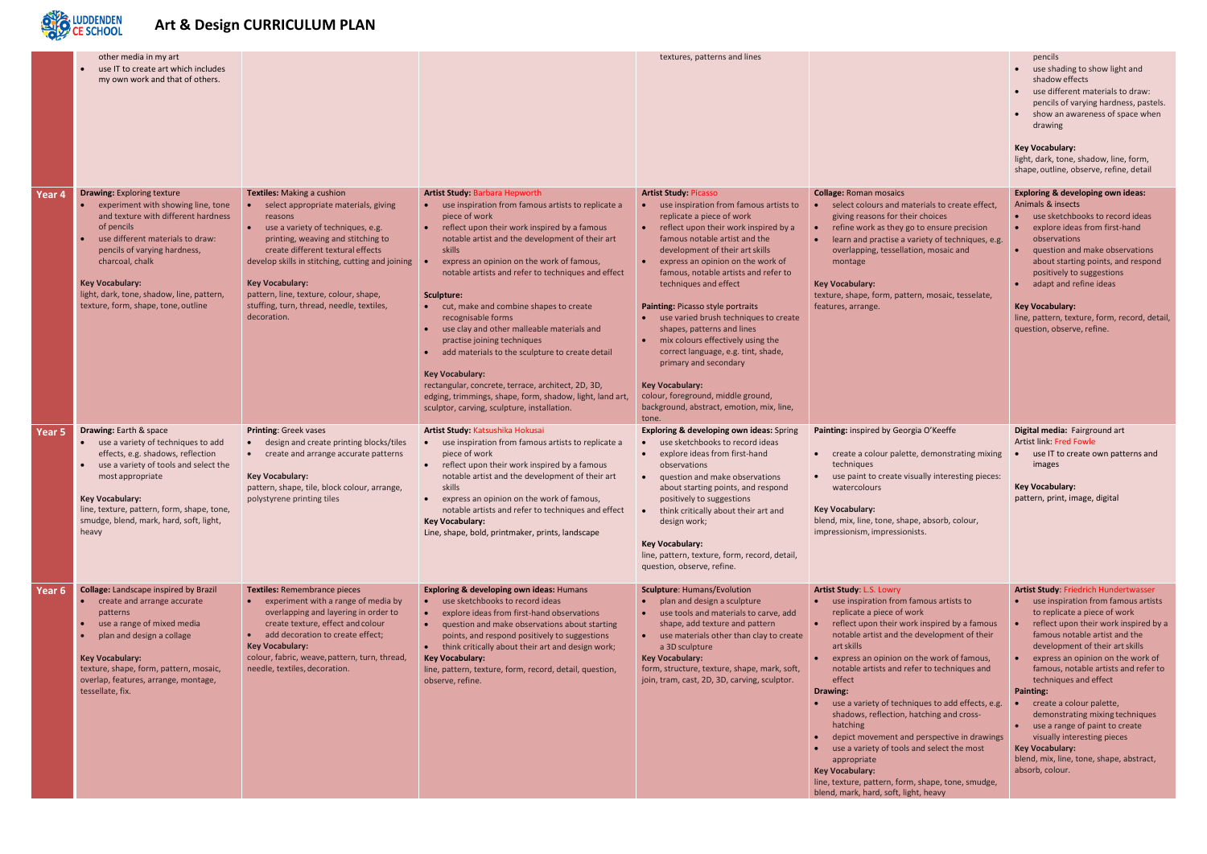# Art & Design CURRICULUM PLAN

| | | | | | | |
|---|---|---|---|---|---|---|
| | other media in my art<br>• use IT to create art which includes my own work and that of others. | | | textures, patterns and lines | | pencils<br>• use shading to show light and shadow effects<br>• use different materials to draw: pencils of varying hardness, pastels.<br>• show an awareness of space when drawing<br><br>**Key Vocabulary:**<br>light, dark, tone, shadow, line, form, shape, outline, observe, refine, detail |
| **Year 4** | **Drawing:** Exploring texture<br>• experiment with showing line, tone and texture with different hardness of pencils<br>• use different materials to draw: pencils of varying hardness, charcoal, chalk<br><br>**Key Vocabulary:**<br>light, dark, tone, shadow, line, pattern, texture, form, shape, tone, outline | **Textiles:** Making a cushion<br>• select appropriate materials, giving reasons<br>• use a variety of techniques, e.g. printing, weaving and stitching to create different textural effects<br>develop skills in stitching, cutting and joining<br><br>**Key Vocabulary:**<br>pattern, line, texture, colour, shape, stuffing, turn, thread, needle, textiles, decoration. | **Artist Study:** Barbara Hepworth<br>• use inspiration from famous artists to replicate a piece of work<br>• reflect upon their work inspired by a famous notable artist and the development of their art skills<br>• express an opinion on the work of famous, notable artists and refer to techniques and effect<br><br>**Sculpture:**<br>• cut, make and combine shapes to create recognisable forms<br>• use clay and other malleable materials and practise joining techniques<br>• add materials to the sculpture to create detail<br><br>**Key Vocabulary:**<br>rectangular, concrete, terrace, architect, 2D, 3D, edging, trimmings, shape, form, shadow, light, land art, sculptor, carving, sculpture, installation. | **Artist Study:** Picasso<br>• use inspiration from famous artists to replicate a piece of work<br>• reflect upon their work inspired by a famous notable artist and the development of their art skills<br>• express an opinion on the work of famous, notable artists and refer to techniques and effect<br><br>**Painting:** Picasso style portraits<br>• use varied brush techniques to create shapes, patterns and lines<br>• mix colours effectively using the correct language, e.g. tint, shade, primary and secondary<br><br>**Key Vocabulary:**<br>colour, foreground, middle ground, background, abstract, emotion, mix, line, tone. | **Collage:** Roman mosaics<br>• select colours and materials to create effect, giving reasons for their choices<br>• refine work as they go to ensure precision<br>• learn and practise a variety of techniques, e.g. overlapping, tessellation, mosaic and montage<br><br>**Key Vocabulary:**<br>texture, shape, form, pattern, mosaic, tesselate, features, arrange. | **Exploring & developing own ideas:** Animals & insects<br>• use sketchbooks to record ideas<br>• explore ideas from first-hand observations<br>• question and make observations about starting points, and respond positively to suggestions<br>• adapt and refine ideas<br><br>**Key Vocabulary:**<br>line, pattern, texture, form, record, detail, question, observe, refine. |
| **Year 5** | **Drawing:** Earth & space<br>• use a variety of techniques to add effects, e.g. shadows, reflection<br>• use a variety of tools and select the most appropriate<br><br>**Key Vocabulary:**<br>line, texture, pattern, form, shape, tone, smudge, blend, mark, hard, soft, light, heavy | **Printing**: Greek vases<br>• design and create printing blocks/tiles<br>• create and arrange accurate patterns<br><br>**Key Vocabulary:**<br>pattern, shape, tile, block colour, arrange, polystyrene printing tiles | **Artist Study:** Katsushika Hokusai<br>• use inspiration from famous artists to replicate a piece of work<br>• reflect upon their work inspired by a famous notable artist and the development of their art skills<br>• express an opinion on the work of famous, notable artists and refer to techniques and effect<br>**Key Vocabulary:**<br>Line, shape, bold, printmaker, prints, landscape | **Exploring & developing own ideas:** Spring<br>• use sketchbooks to record ideas<br>• explore ideas from first-hand observations<br>• question and make observations about starting points, and respond positively to suggestions<br>• think critically about their art and design work;<br><br>**Key Vocabulary:**<br>line, pattern, texture, form, record, detail, question, observe, refine. | **Painting:** inspired by Georgia O'Keeffe<br><br>• create a colour palette, demonstrating mixing techniques<br>• use paint to create visually interesting pieces: watercolours<br><br>**Key Vocabulary:**<br>blend, mix, line, tone, shape, absorb, colour, impressionism, impressionists. | **Digital media:** Fairground art<br>Artist link: Fred Fowle<br>• use IT to create own patterns and images<br><br>**Key Vocabulary:**<br>pattern, print, image, digital |
| **Year 6** | **Collage:** Landscape inspired by Brazil<br>• create and arrange accurate patterns<br>• use a range of mixed media<br>• plan and design a collage<br><br>**Key Vocabulary:**<br>texture, shape, form, pattern, mosaic, overlap, features, arrange, montage, tessellate, fix. | **Textiles:** Remembrance pieces<br>• experiment with a range of media by overlapping and layering in order to create texture, effect and colour<br>• add decoration to create effect;<br>**Key Vocabulary:**<br>colour, fabric, weave, pattern, turn, thread, needle, textiles, decoration. | **Exploring & developing own ideas:** Humans<br>• use sketchbooks to record ideas<br>• explore ideas from first-hand observations<br>• question and make observations about starting points, and respond positively to suggestions<br>• think critically about their art and design work;<br>**Key Vocabulary:**<br>line, pattern, texture, form, record, detail, question, observe, refine. | **Sculpture:** Humans/Evolution<br>• plan and design a sculpture<br>• use tools and materials to carve, add shape, add texture and pattern<br>• use materials other than clay to create a 3D sculpture<br>**Key Vocabulary:**<br>form, structure, texture, shape, mark, soft, join, tram, cast, 2D, 3D, carving, sculptor. | **Artist Study**: L.S. Lowry<br>• use inspiration from famous artists to replicate a piece of work<br>• reflect upon their work inspired by a famous notable artist and the development of their art skills<br>• express an opinion on the work of famous, notable artists and refer to techniques and effect<br>**Drawing:**<br>• use a variety of techniques to add effects, e.g. shadows, reflection, hatching and cross-hatching<br>• depict movement and perspective in drawings<br>• use a variety of tools and select the most appropriate<br>**Key Vocabulary:**<br>line, texture, pattern, form, shape, tone, smudge, blend, mark, hard, soft, light, heavy | **Artist Study**: Friedrich Hundertwasser<br>• use inspiration from famous artists to replicate a piece of work<br>• reflect upon their work inspired by a famous notable artist and the development of their art skills<br>• express an opinion on the work of famous, notable artists and refer to techniques and effect<br>**Painting:**<br>• create a colour palette, demonstrating mixing techniques<br>• use a range of paint to create visually interesting pieces<br>**Key Vocabulary:**<br>blend, mix, line, tone, shape, abstract, absorb, colour. |